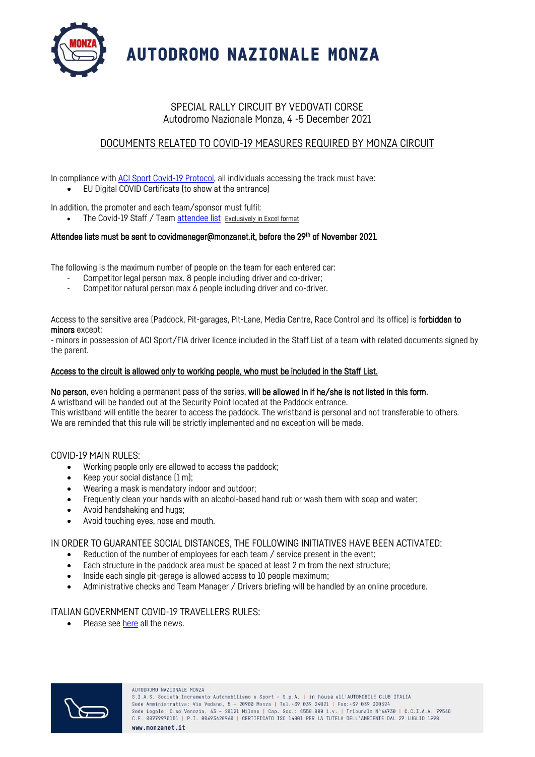# AUTODROMO NAZIONALE MONZA

SPECIAL RALLY CIRCUIT BY VEDOVATI CORSE
Autodromo Nazionale Monza, 4 -5 December 2021

## DOCUMENTS RELATED TO COVID-19 MEASURES REQUIRED BY MONZA CIRCUIT

In compliance with ACI Sport Covid-19 Protocol, all individuals accessing the track must have:

- EU Digital COVID Certificate (to show at the entrance)

In addition, the promoter and each team/sponsor must fulfil:

- The Covid-19 Staff / Team attendee list Exclusively in Excel format

**Attendee lists must be sent to covidmanager@monzanet.it, before the 29th of November 2021.**

The following is the maximum number of people on the team for each entered car:

- Competitor legal person max. 8 people including driver and co-driver;
- Competitor natural person max 6 people including driver and co-driver.

Access to the sensitive area (Paddock, Pit-garages, Pit-Lane, Media Centre, Race Control and its office) is **forbidden to minors** except:
- minors in possession of ACI Sport/FIA driver licence included in the Staff List of a team with related documents signed by the parent.

**Access to the circuit is allowed only to working people, who must be included in the Staff List.**

**No person**, even holding a permanent pass of the series, **will be allowed in if he/she is not listed in this form**.
A wristband will be handed out at the Security Point located at the Paddock entrance.
This wristband will entitle the bearer to access the paddock. The wristband is personal and not transferable to others.
We are reminded that this rule will be strictly implemented and no exception will be made.

## COVID-19 MAIN RULES:

- Working people only are allowed to access the paddock;
- Keep your social distance (1 m);
- Wearing a mask is mandatory indoor and outdoor;
- Frequently clean your hands with an alcohol-based hand rub or wash them with soap and water;
- Avoid handshaking and hugs;
- Avoid touching eyes, nose and mouth.

## IN ORDER TO GUARANTEE SOCIAL DISTANCES, THE FOLLOWING INITIATIVES HAVE BEEN ACTIVATED:

- Reduction of the number of employees for each team / service present in the event;
- Each structure in the paddock area must be spaced at least 2 m from the next structure;
- Inside each single pit-garage is allowed access to 10 people maximum;
- Administrative checks and Team Manager / Drivers briefing will be handled by an online procedure.

## ITALIAN GOVERNMENT COVID-19 TRAVELLERS RULES:

- Please see here all the news.

AUTODROMO NAZIONALE MONZA
S.I.A.S. Società Incremento Automobilismo e Sport - S.p.A. | in house all'AUTOMOBILE CLUB ITALIA
Sede Amministrativa: Via Vedano, 5 - 20900 Monza | Tel.+39 039 24821 | Fax:+39 039 320324
Sede Legale: C.so Venezia, 43 - 20121 Milano | Cap. Soc.: €550.000 i.v. | Tribunale N°66730 | C.C.I.A.A. 79540
C.F. 00779970151 | P.I. 00693420960 | CERTIFICATO ISO 14001 PER LA TUTELA DELL'AMBIENTE DAL 27 LUGLIO 1998
www.monzanet.it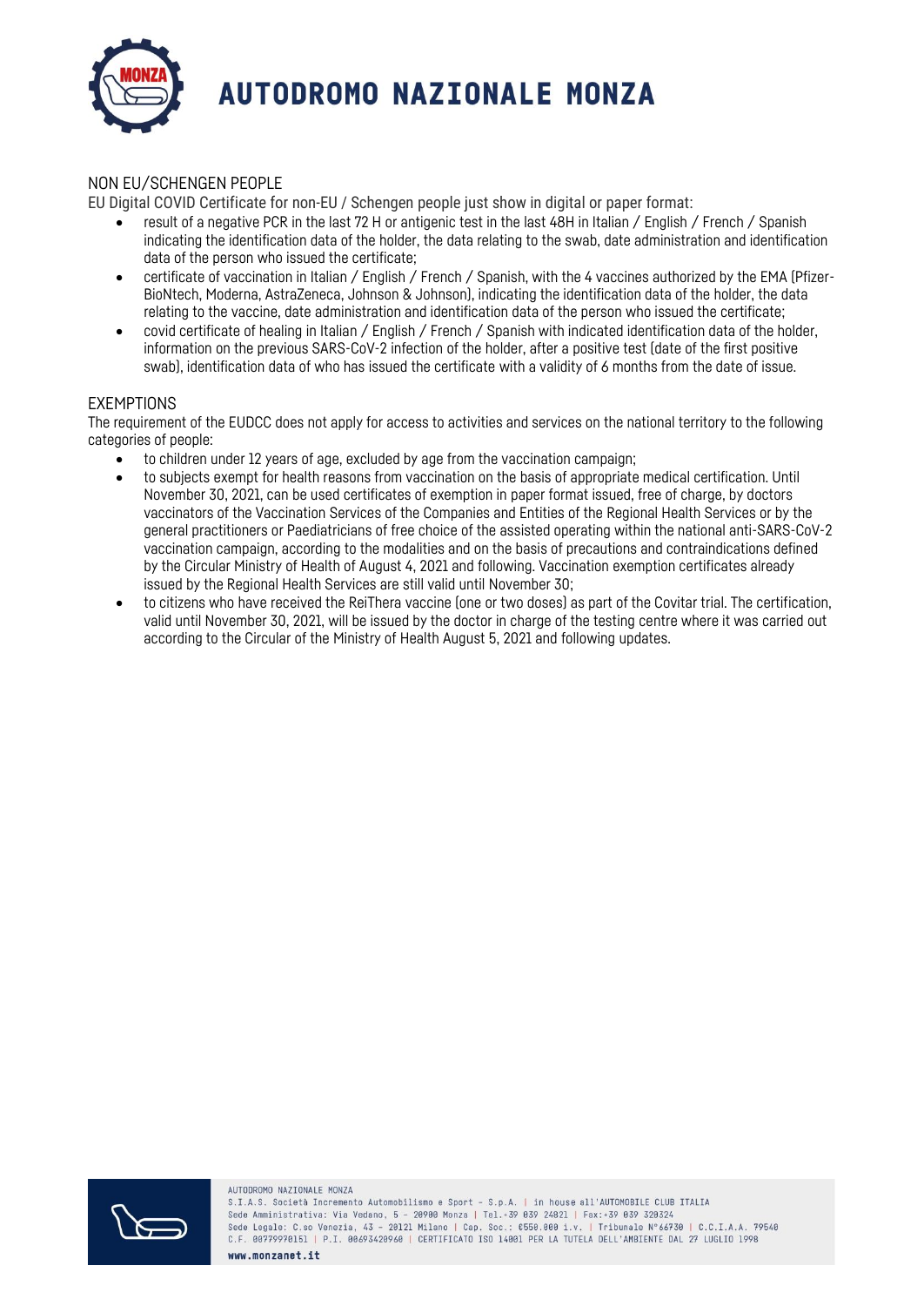## NON EU/SCHENGEN PEOPLE

EU Digital COVID Certificate for non-EU / Schengen people just show in digital or paper format:

- result of a negative PCR in the last 72 H or antigenic test in the last 48H in Italian / English / French / Spanish indicating the identification data of the holder, the data relating to the swab, date administration and identification data of the person who issued the certificate;
- certificate of vaccination in Italian / English / French / Spanish, with the 4 vaccines authorized by the EMA (Pfizer-BioNtech, Moderna, AstraZeneca, Johnson & Johnson), indicating the identification data of the holder, the data relating to the vaccine, date administration and identification data of the person who issued the certificate;
- covid certificate of healing in Italian / English / French / Spanish with indicated identification data of the holder, information on the previous SARS-CoV-2 infection of the holder, after a positive test (date of the first positive swab), identification data of who has issued the certificate with a validity of 6 months from the date of issue.

## EXEMPTIONS

The requirement of the EUDCC does not apply for access to activities and services on the national territory to the following categories of people:

- to children under 12 years of age, excluded by age from the vaccination campaign;
- to subjects exempt for health reasons from vaccination on the basis of appropriate medical certification. Until November 30, 2021, can be used certificates of exemption in paper format issued, free of charge, by doctors vaccinators of the Vaccination Services of the Companies and Entities of the Regional Health Services or by the general practitioners or Paediatricians of free choice of the assisted operating within the national anti-SARS-CoV-2 vaccination campaign, according to the modalities and on the basis of precautions and contraindications defined by the Circular Ministry of Health of August 4, 2021 and following. Vaccination exemption certificates already issued by the Regional Health Services are still valid until November 30;
- to citizens who have received the ReiThera vaccine (one or two doses) as part of the Covitar trial. The certification, valid until November 30, 2021, will be issued by the doctor in charge of the testing centre where it was carried out according to the Circular of the Ministry of Health August 5, 2021 and following updates.